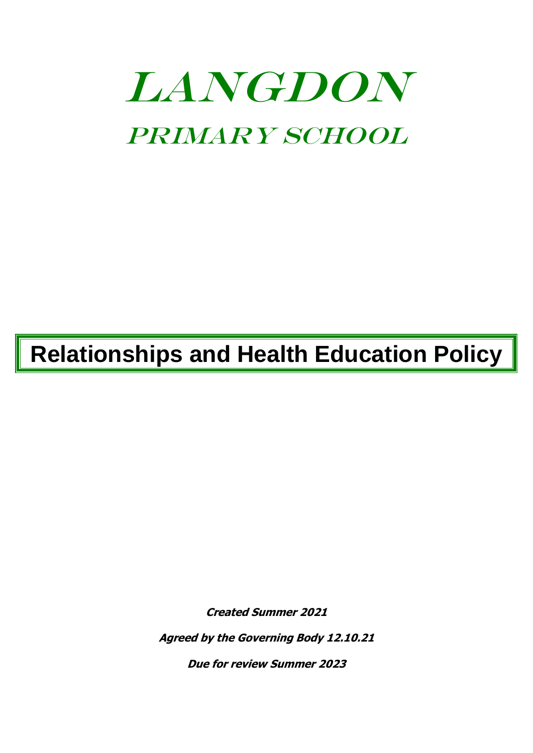# LANGDON

## PRIMARY SCHOOL

# Relationships and Health Education Policy

***Created Summer 2021***

***Agreed by the Governing Body 12.10.21***

***Due for review Summer 2023***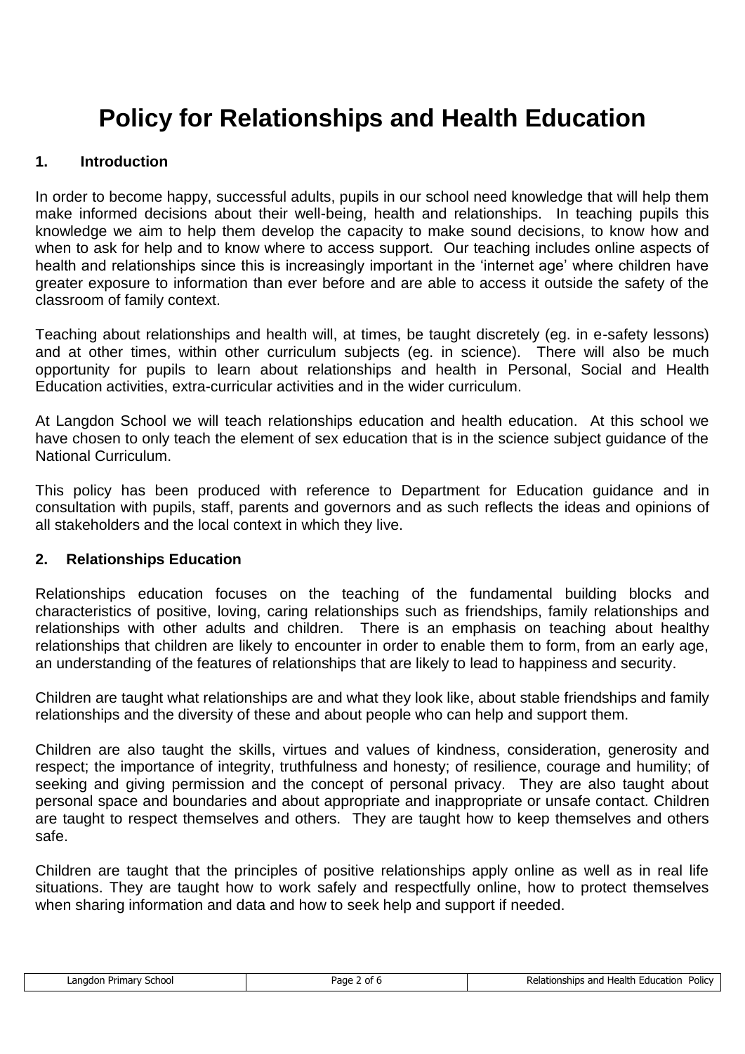# Policy for Relationships and Health Education

## 1. Introduction

In order to become happy, successful adults, pupils in our school need knowledge that will help them make informed decisions about their well-being, health and relationships. In teaching pupils this knowledge we aim to help them develop the capacity to make sound decisions, to know how and when to ask for help and to know where to access support. Our teaching includes online aspects of health and relationships since this is increasingly important in the 'internet age' where children have greater exposure to information than ever before and are able to access it outside the safety of the classroom of family context.

Teaching about relationships and health will, at times, be taught discretely (eg. in e-safety lessons) and at other times, within other curriculum subjects (eg. in science). There will also be much opportunity for pupils to learn about relationships and health in Personal, Social and Health Education activities, extra-curricular activities and in the wider curriculum.

At Langdon School we will teach relationships education and health education. At this school we have chosen to only teach the element of sex education that is in the science subject guidance of the National Curriculum.

This policy has been produced with reference to Department for Education guidance and in consultation with pupils, staff, parents and governors and as such reflects the ideas and opinions of all stakeholders and the local context in which they live.

## 2. Relationships Education

Relationships education focuses on the teaching of the fundamental building blocks and characteristics of positive, loving, caring relationships such as friendships, family relationships and relationships with other adults and children. There is an emphasis on teaching about healthy relationships that children are likely to encounter in order to enable them to form, from an early age, an understanding of the features of relationships that are likely to lead to happiness and security.

Children are taught what relationships are and what they look like, about stable friendships and family relationships and the diversity of these and about people who can help and support them.

Children are also taught the skills, virtues and values of kindness, consideration, generosity and respect; the importance of integrity, truthfulness and honesty; of resilience, courage and humility; of seeking and giving permission and the concept of personal privacy. They are also taught about personal space and boundaries and about appropriate and inappropriate or unsafe contact. Children are taught to respect themselves and others. They are taught how to keep themselves and others safe.

Children are taught that the principles of positive relationships apply online as well as in real life situations. They are taught how to work safely and respectfully online, how to protect themselves when sharing information and data and how to seek help and support if needed.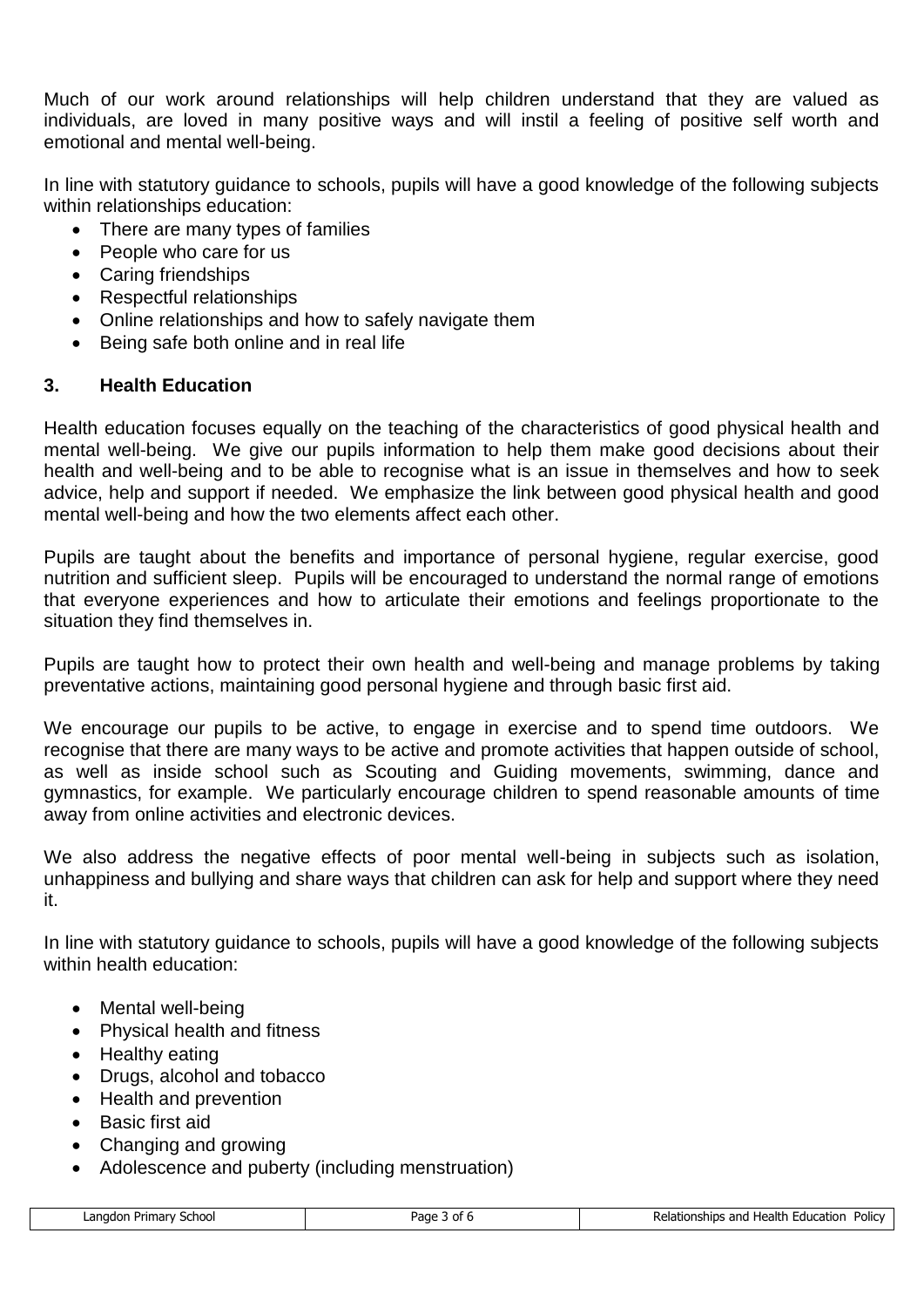Much of our work around relationships will help children understand that they are valued as individuals, are loved in many positive ways and will instil a feeling of positive self worth and emotional and mental well-being.

In line with statutory guidance to schools, pupils will have a good knowledge of the following subjects within relationships education:

- There are many types of families
- People who care for us
- Caring friendships
- Respectful relationships
- Online relationships and how to safely navigate them
- Being safe both online and in real life

## 3. Health Education

Health education focuses equally on the teaching of the characteristics of good physical health and mental well-being. We give our pupils information to help them make good decisions about their health and well-being and to be able to recognise what is an issue in themselves and how to seek advice, help and support if needed. We emphasize the link between good physical health and good mental well-being and how the two elements affect each other.

Pupils are taught about the benefits and importance of personal hygiene, regular exercise, good nutrition and sufficient sleep. Pupils will be encouraged to understand the normal range of emotions that everyone experiences and how to articulate their emotions and feelings proportionate to the situation they find themselves in.

Pupils are taught how to protect their own health and well-being and manage problems by taking preventative actions, maintaining good personal hygiene and through basic first aid.

We encourage our pupils to be active, to engage in exercise and to spend time outdoors. We recognise that there are many ways to be active and promote activities that happen outside of school, as well as inside school such as Scouting and Guiding movements, swimming, dance and gymnastics, for example. We particularly encourage children to spend reasonable amounts of time away from online activities and electronic devices.

We also address the negative effects of poor mental well-being in subjects such as isolation, unhappiness and bullying and share ways that children can ask for help and support where they need it.

In line with statutory guidance to schools, pupils will have a good knowledge of the following subjects within health education:

- Mental well-being
- Physical health and fitness
- Healthy eating
- Drugs, alcohol and tobacco
- Health and prevention
- Basic first aid
- Changing and growing
- Adolescence and puberty (including menstruation)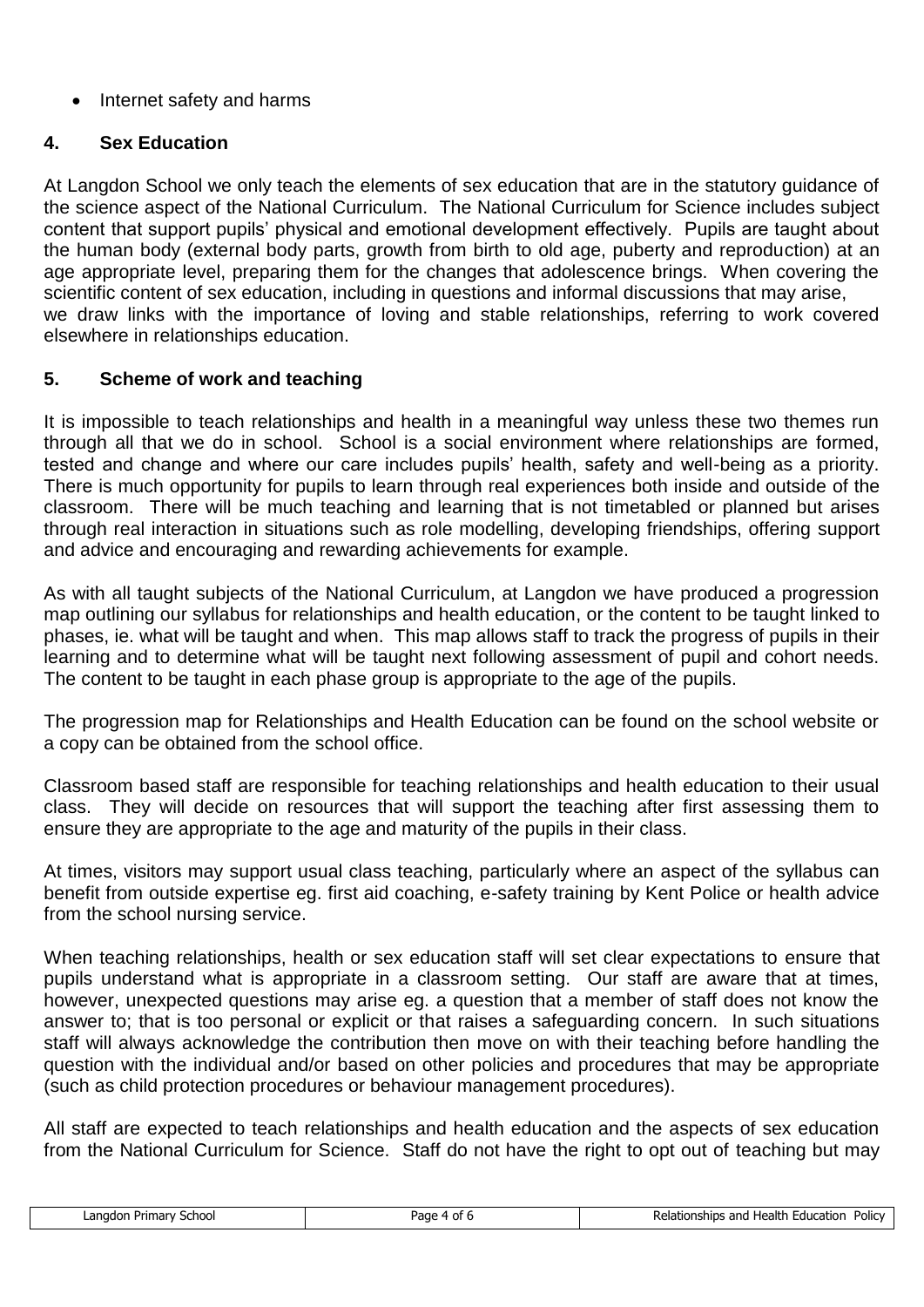- Internet safety and harms

## 4. Sex Education

At Langdon School we only teach the elements of sex education that are in the statutory guidance of the science aspect of the National Curriculum. The National Curriculum for Science includes subject content that support pupils' physical and emotional development effectively. Pupils are taught about the human body (external body parts, growth from birth to old age, puberty and reproduction) at an age appropriate level, preparing them for the changes that adolescence brings. When covering the scientific content of sex education, including in questions and informal discussions that may arise, we draw links with the importance of loving and stable relationships, referring to work covered elsewhere in relationships education.

## 5. Scheme of work and teaching

It is impossible to teach relationships and health in a meaningful way unless these two themes run through all that we do in school. School is a social environment where relationships are formed, tested and change and where our care includes pupils' health, safety and well-being as a priority. There is much opportunity for pupils to learn through real experiences both inside and outside of the classroom. There will be much teaching and learning that is not timetabled or planned but arises through real interaction in situations such as role modelling, developing friendships, offering support and advice and encouraging and rewarding achievements for example.

As with all taught subjects of the National Curriculum, at Langdon we have produced a progression map outlining our syllabus for relationships and health education, or the content to be taught linked to phases, ie. what will be taught and when. This map allows staff to track the progress of pupils in their learning and to determine what will be taught next following assessment of pupil and cohort needs. The content to be taught in each phase group is appropriate to the age of the pupils.

The progression map for Relationships and Health Education can be found on the school website or a copy can be obtained from the school office.

Classroom based staff are responsible for teaching relationships and health education to their usual class. They will decide on resources that will support the teaching after first assessing them to ensure they are appropriate to the age and maturity of the pupils in their class.

At times, visitors may support usual class teaching, particularly where an aspect of the syllabus can benefit from outside expertise eg. first aid coaching, e-safety training by Kent Police or health advice from the school nursing service.

When teaching relationships, health or sex education staff will set clear expectations to ensure that pupils understand what is appropriate in a classroom setting. Our staff are aware that at times, however, unexpected questions may arise eg. a question that a member of staff does not know the answer to; that is too personal or explicit or that raises a safeguarding concern. In such situations staff will always acknowledge the contribution then move on with their teaching before handling the question with the individual and/or based on other policies and procedures that may be appropriate (such as child protection procedures or behaviour management procedures).

All staff are expected to teach relationships and health education and the aspects of sex education from the National Curriculum for Science. Staff do not have the right to opt out of teaching but may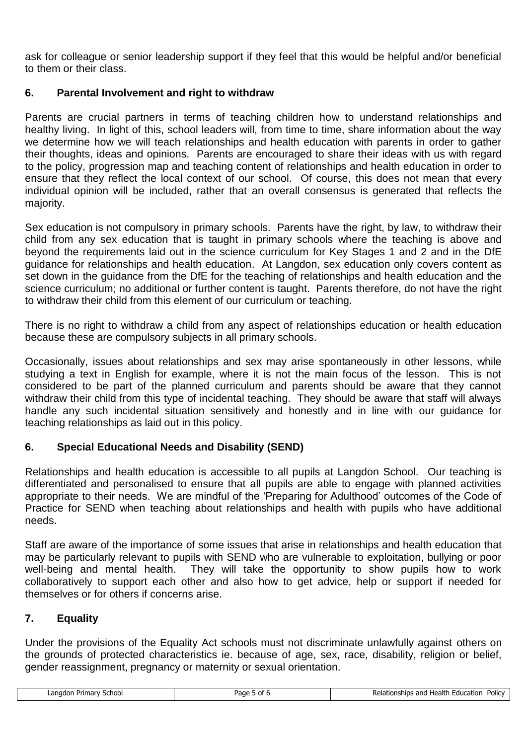ask for colleague or senior leadership support if they feel that this would be helpful and/or beneficial to them or their class.

## 6. Parental Involvement and right to withdraw

Parents are crucial partners in terms of teaching children how to understand relationships and healthy living. In light of this, school leaders will, from time to time, share information about the way we determine how we will teach relationships and health education with parents in order to gather their thoughts, ideas and opinions. Parents are encouraged to share their ideas with us with regard to the policy, progression map and teaching content of relationships and health education in order to ensure that they reflect the local context of our school. Of course, this does not mean that every individual opinion will be included, rather that an overall consensus is generated that reflects the majority.

Sex education is not compulsory in primary schools. Parents have the right, by law, to withdraw their child from any sex education that is taught in primary schools where the teaching is above and beyond the requirements laid out in the science curriculum for Key Stages 1 and 2 and in the DfE guidance for relationships and health education. At Langdon, sex education only covers content as set down in the guidance from the DfE for the teaching of relationships and health education and the science curriculum; no additional or further content is taught. Parents therefore, do not have the right to withdraw their child from this element of our curriculum or teaching.

There is no right to withdraw a child from any aspect of relationships education or health education because these are compulsory subjects in all primary schools.

Occasionally, issues about relationships and sex may arise spontaneously in other lessons, while studying a text in English for example, where it is not the main focus of the lesson. This is not considered to be part of the planned curriculum and parents should be aware that they cannot withdraw their child from this type of incidental teaching. They should be aware that staff will always handle any such incidental situation sensitively and honestly and in line with our guidance for teaching relationships as laid out in this policy.

## 6. Special Educational Needs and Disability (SEND)

Relationships and health education is accessible to all pupils at Langdon School. Our teaching is differentiated and personalised to ensure that all pupils are able to engage with planned activities appropriate to their needs. We are mindful of the 'Preparing for Adulthood' outcomes of the Code of Practice for SEND when teaching about relationships and health with pupils who have additional needs.

Staff are aware of the importance of some issues that arise in relationships and health education that may be particularly relevant to pupils with SEND who are vulnerable to exploitation, bullying or poor well-being and mental health. They will take the opportunity to show pupils how to work collaboratively to support each other and also how to get advice, help or support if needed for themselves or for others if concerns arise.

## 7. Equality

Under the provisions of the Equality Act schools must not discriminate unlawfully against others on the grounds of protected characteristics ie. because of age, sex, race, disability, religion or belief, gender reassignment, pregnancy or maternity or sexual orientation.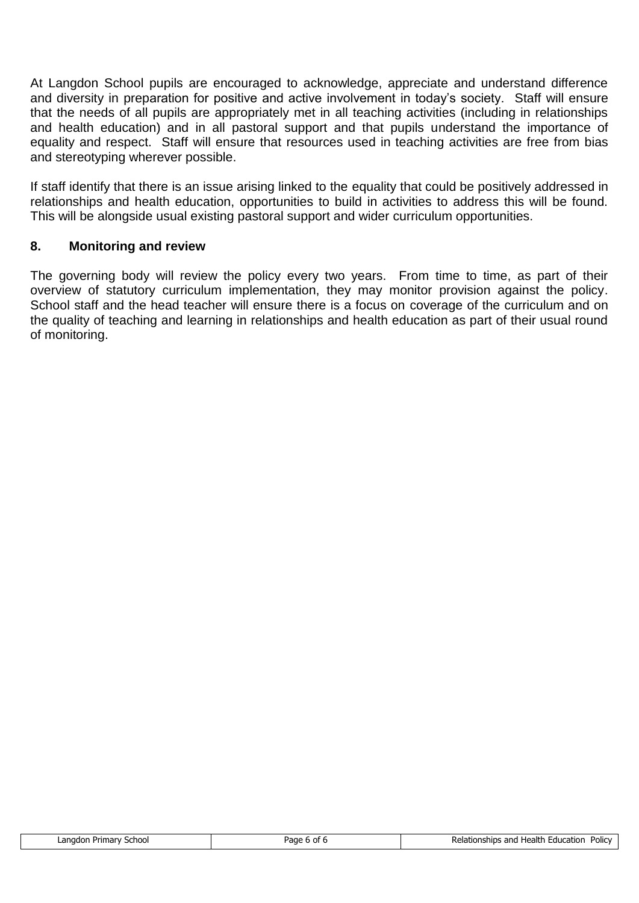At Langdon School pupils are encouraged to acknowledge, appreciate and understand difference and diversity in preparation for positive and active involvement in today's society. Staff will ensure that the needs of all pupils are appropriately met in all teaching activities (including in relationships and health education) and in all pastoral support and that pupils understand the importance of equality and respect. Staff will ensure that resources used in teaching activities are free from bias and stereotyping wherever possible.

If staff identify that there is an issue arising linked to the equality that could be positively addressed in relationships and health education, opportunities to build in activities to address this will be found. This will be alongside usual existing pastoral support and wider curriculum opportunities.

## 8. Monitoring and review

The governing body will review the policy every two years. From time to time, as part of their overview of statutory curriculum implementation, they may monitor provision against the policy. School staff and the head teacher will ensure there is a focus on coverage of the curriculum and on the quality of teaching and learning in relationships and health education as part of their usual round of monitoring.